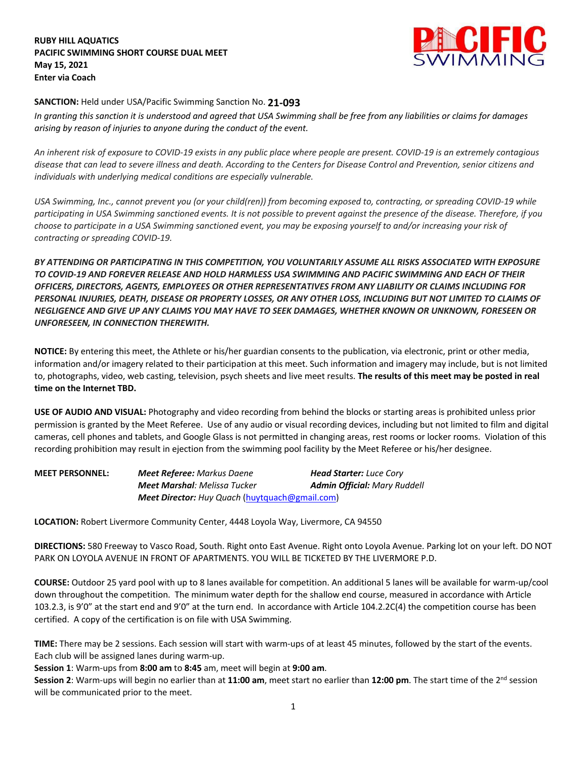**RUBY HILL AQUATICS**
**PACIFIC SWIMMING SHORT COURSE DUAL MEET**
**May 15, 2021**
**Enter via Coach**

**SANCTION:** Held under USA/Pacific Swimming Sanction No. **21-093**

*In granting this sanction it is understood and agreed that USA Swimming shall be free from any liabilities or claims for damages arising by reason of injuries to anyone during the conduct of the event.*

*An inherent risk of exposure to COVID-19 exists in any public place where people are present. COVID-19 is an extremely contagious disease that can lead to severe illness and death. According to the Centers for Disease Control and Prevention, senior citizens and individuals with underlying medical conditions are especially vulnerable.*

*USA Swimming, Inc., cannot prevent you (or your child(ren)) from becoming exposed to, contracting, or spreading COVID-19 while participating in USA Swimming sanctioned events. It is not possible to prevent against the presence of the disease. Therefore, if you choose to participate in a USA Swimming sanctioned event, you may be exposing yourself to and/or increasing your risk of contracting or spreading COVID-19.*

***BY ATTENDING OR PARTICIPATING IN THIS COMPETITION, YOU VOLUNTARILY ASSUME ALL RISKS ASSOCIATED WITH EXPOSURE TO COVID-19 AND FOREVER RELEASE AND HOLD HARMLESS USA SWIMMING AND PACIFIC SWIMMING AND EACH OF THEIR OFFICERS, DIRECTORS, AGENTS, EMPLOYEES OR OTHER REPRESENTATIVES FROM ANY LIABILITY OR CLAIMS INCLUDING FOR PERSONAL INJURIES, DEATH, DISEASE OR PROPERTY LOSSES, OR ANY OTHER LOSS, INCLUDING BUT NOT LIMITED TO CLAIMS OF NEGLIGENCE AND GIVE UP ANY CLAIMS YOU MAY HAVE TO SEEK DAMAGES, WHETHER KNOWN OR UNKNOWN, FORESEEN OR UNFORESEEN, IN CONNECTION THEREWITH.***

**NOTICE:** By entering this meet, the Athlete or his/her guardian consents to the publication, via electronic, print or other media, information and/or imagery related to their participation at this meet. Such information and imagery may include, but is not limited to, photographs, video, web casting, television, psych sheets and live meet results. **The results of this meet may be posted in real time on the Internet TBD.**

**USE OF AUDIO AND VISUAL:** Photography and video recording from behind the blocks or starting areas is prohibited unless prior permission is granted by the Meet Referee. Use of any audio or visual recording devices, including but not limited to film and digital cameras, cell phones and tablets, and Google Glass is not permitted in changing areas, rest rooms or locker rooms. Violation of this recording prohibition may result in ejection from the swimming pool facility by the Meet Referee or his/her designee.

**MEET PERSONNEL:**
***Meet Referee:*** *Markus Daene*
***Head Starter:*** *Luce Cory*
***Meet Marshal:*** *Melissa Tucker*
***Admin Official:*** *Mary Ruddell*
***Meet Director:*** *Huy Quach* (huytquach@gmail.com)

**LOCATION:** Robert Livermore Community Center, 4448 Loyola Way, Livermore, CA 94550

**DIRECTIONS:** 580 Freeway to Vasco Road, South. Right onto East Avenue. Right onto Loyola Avenue. Parking lot on your left. DO NOT PARK ON LOYOLA AVENUE IN FRONT OF APARTMENTS. YOU WILL BE TICKETED BY THE LIVERMORE P.D.

**COURSE:** Outdoor 25 yard pool with up to 8 lanes available for competition. An additional 5 lanes will be available for warm-up/cool down throughout the competition. The minimum water depth for the shallow end course, measured in accordance with Article 103.2.3, is 9'0" at the start end and 9'0" at the turn end. In accordance with Article 104.2.2C(4) the competition course has been certified. A copy of the certification is on file with USA Swimming.

**TIME:** There may be 2 sessions. Each session will start with warm-ups of at least 45 minutes, followed by the start of the events. Each club will be assigned lanes during warm-up.
**Session 1**: Warm-ups from **8:00 am** to **8:45** am, meet will begin at **9:00 am**.
**Session 2**: Warm-ups will begin no earlier than at **11:00 am**, meet start no earlier than **12:00 pm**. The start time of the 2nd session will be communicated prior to the meet.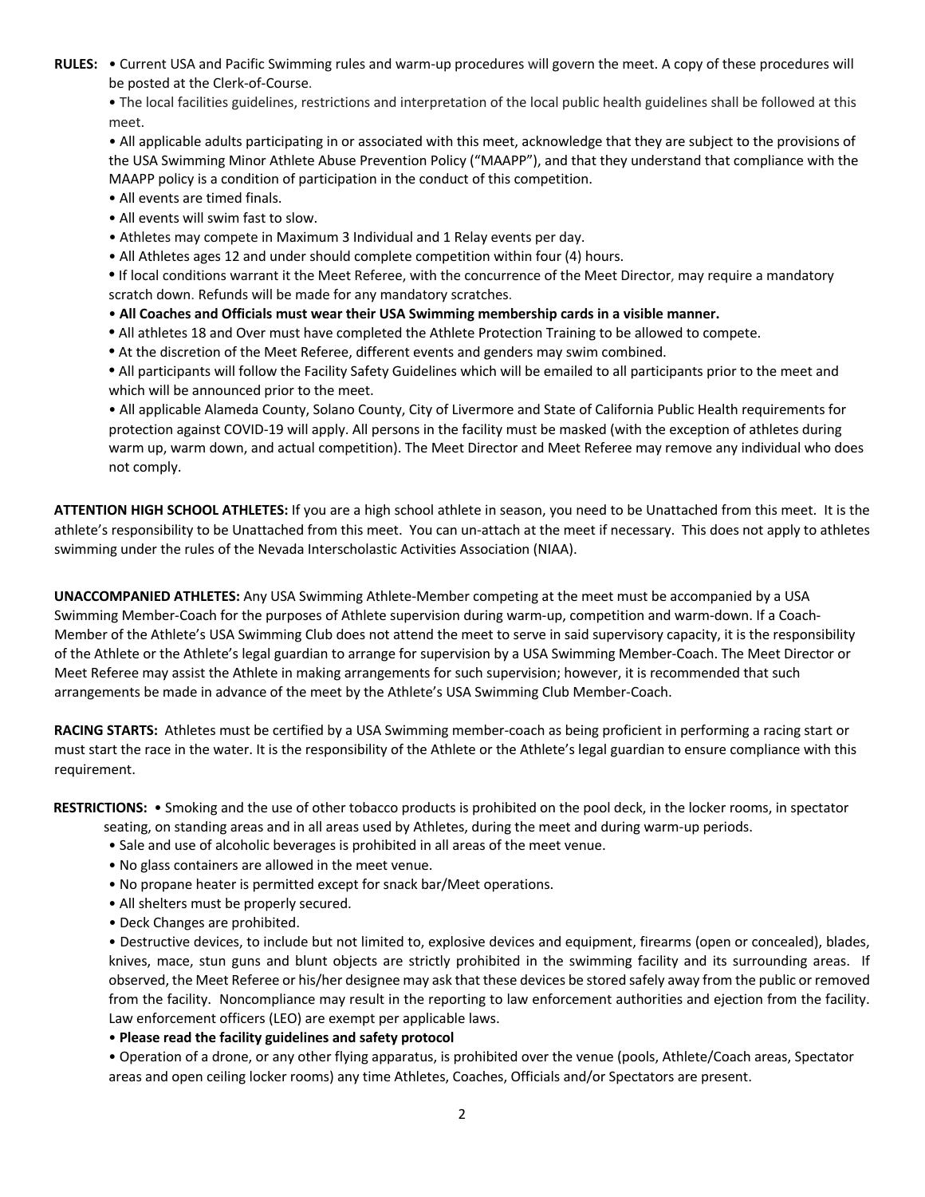**RULES:** • Current USA and Pacific Swimming rules and warm-up procedures will govern the meet. A copy of these procedures will be posted at the Clerk-of-Course.

• The local facilities guidelines, restrictions and interpretation of the local public health guidelines shall be followed at this meet.

• All applicable adults participating in or associated with this meet, acknowledge that they are subject to the provisions of the USA Swimming Minor Athlete Abuse Prevention Policy ("MAAPP"), and that they understand that compliance with the MAAPP policy is a condition of participation in the conduct of this competition.

• All events are timed finals.

• All events will swim fast to slow.

• Athletes may compete in Maximum 3 Individual and 1 Relay events per day.

• All Athletes ages 12 and under should complete competition within four (4) hours.

• If local conditions warrant it the Meet Referee, with the concurrence of the Meet Director, may require a mandatory scratch down. Refunds will be made for any mandatory scratches.

• **All Coaches and Officials must wear their USA Swimming membership cards in a visible manner.**

• All athletes 18 and Over must have completed the Athlete Protection Training to be allowed to compete.

• At the discretion of the Meet Referee, different events and genders may swim combined.

• All participants will follow the Facility Safety Guidelines which will be emailed to all participants prior to the meet and which will be announced prior to the meet.

• All applicable Alameda County, Solano County, City of Livermore and State of California Public Health requirements for protection against COVID-19 will apply. All persons in the facility must be masked (with the exception of athletes during warm up, warm down, and actual competition). The Meet Director and Meet Referee may remove any individual who does not comply.

**ATTENTION HIGH SCHOOL ATHLETES:** If you are a high school athlete in season, you need to be Unattached from this meet. It is the athlete's responsibility to be Unattached from this meet. You can un-attach at the meet if necessary. This does not apply to athletes swimming under the rules of the Nevada Interscholastic Activities Association (NIAA).

**UNACCOMPANIED ATHLETES:** Any USA Swimming Athlete-Member competing at the meet must be accompanied by a USA Swimming Member-Coach for the purposes of Athlete supervision during warm-up, competition and warm-down. If a Coach-Member of the Athlete's USA Swimming Club does not attend the meet to serve in said supervisory capacity, it is the responsibility of the Athlete or the Athlete's legal guardian to arrange for supervision by a USA Swimming Member-Coach. The Meet Director or Meet Referee may assist the Athlete in making arrangements for such supervision; however, it is recommended that such arrangements be made in advance of the meet by the Athlete's USA Swimming Club Member-Coach.

**RACING STARTS:** Athletes must be certified by a USA Swimming member-coach as being proficient in performing a racing start or must start the race in the water. It is the responsibility of the Athlete or the Athlete's legal guardian to ensure compliance with this requirement.

**RESTRICTIONS:** • Smoking and the use of other tobacco products is prohibited on the pool deck, in the locker rooms, in spectator seating, on standing areas and in all areas used by Athletes, during the meet and during warm-up periods.

• Sale and use of alcoholic beverages is prohibited in all areas of the meet venue.

• No glass containers are allowed in the meet venue.

• No propane heater is permitted except for snack bar/Meet operations.

• All shelters must be properly secured.

• Deck Changes are prohibited.

• Destructive devices, to include but not limited to, explosive devices and equipment, firearms (open or concealed), blades, knives, mace, stun guns and blunt objects are strictly prohibited in the swimming facility and its surrounding areas. If observed, the Meet Referee or his/her designee may ask that these devices be stored safely away from the public or removed from the facility. Noncompliance may result in the reporting to law enforcement authorities and ejection from the facility. Law enforcement officers (LEO) are exempt per applicable laws.

• **Please read the facility guidelines and safety protocol**

• Operation of a drone, or any other flying apparatus, is prohibited over the venue (pools, Athlete/Coach areas, Spectator areas and open ceiling locker rooms) any time Athletes, Coaches, Officials and/or Spectators are present.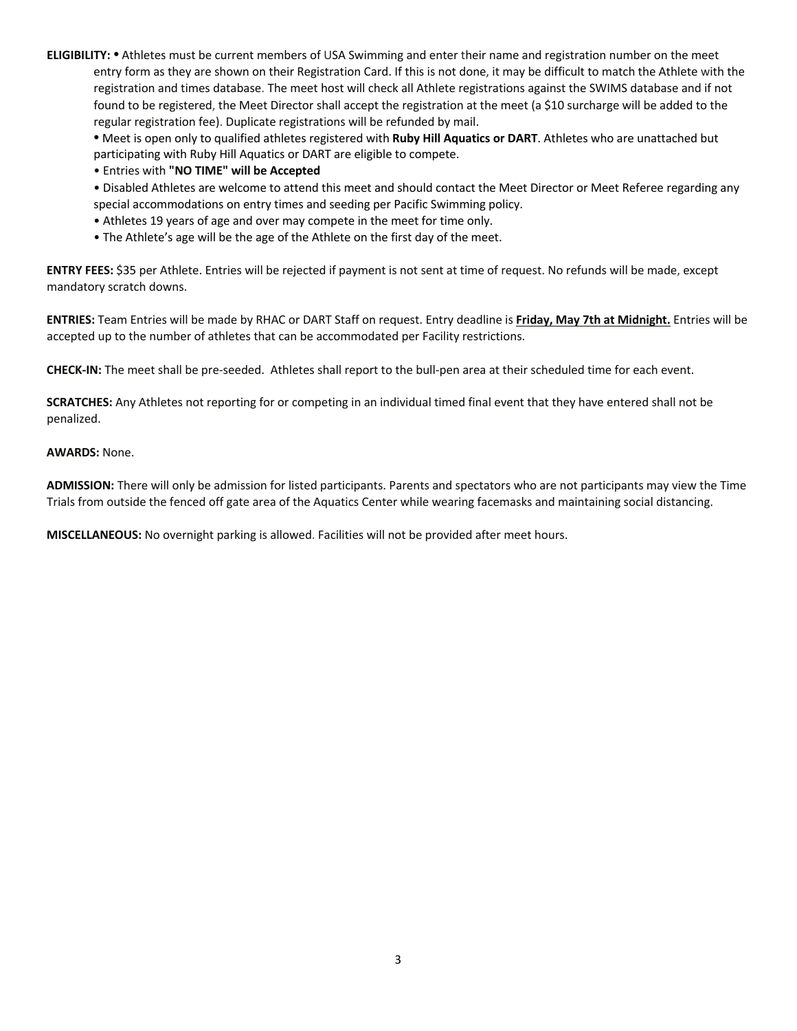**ELIGIBILITY:** • Athletes must be current members of USA Swimming and enter their name and registration number on the meet entry form as they are shown on their Registration Card. If this is not done, it may be difficult to match the Athlete with the registration and times database. The meet host will check all Athlete registrations against the SWIMS database and if not found to be registered, the Meet Director shall accept the registration at the meet (a $10 surcharge will be added to the regular registration fee). Duplicate registrations will be refunded by mail.

- Meet is open only to qualified athletes registered with **Ruby Hill Aquatics or DART**. Athletes who are unattached but participating with Ruby Hill Aquatics or DART are eligible to compete.
- Entries with **"NO TIME" will be Accepted**
- Disabled Athletes are welcome to attend this meet and should contact the Meet Director or Meet Referee regarding any special accommodations on entry times and seeding per Pacific Swimming policy.
- Athletes 19 years of age and over may compete in the meet for time only.
- The Athlete's age will be the age of the Athlete on the first day of the meet.

**ENTRY FEES:** $35 per Athlete. Entries will be rejected if payment is not sent at time of request. No refunds will be made, except mandatory scratch downs.

**ENTRIES:** Team Entries will be made by RHAC or DART Staff on request. Entry deadline is **Friday, May 7th at Midnight.** Entries will be accepted up to the number of athletes that can be accommodated per Facility restrictions.

**CHECK-IN:** The meet shall be pre-seeded. Athletes shall report to the bull-pen area at their scheduled time for each event.

**SCRATCHES:** Any Athletes not reporting for or competing in an individual timed final event that they have entered shall not be penalized.

**AWARDS:** None.

**ADMISSION:** There will only be admission for listed participants. Parents and spectators who are not participants may view the Time Trials from outside the fenced off gate area of the Aquatics Center while wearing facemasks and maintaining social distancing.

**MISCELLANEOUS:** No overnight parking is allowed. Facilities will not be provided after meet hours.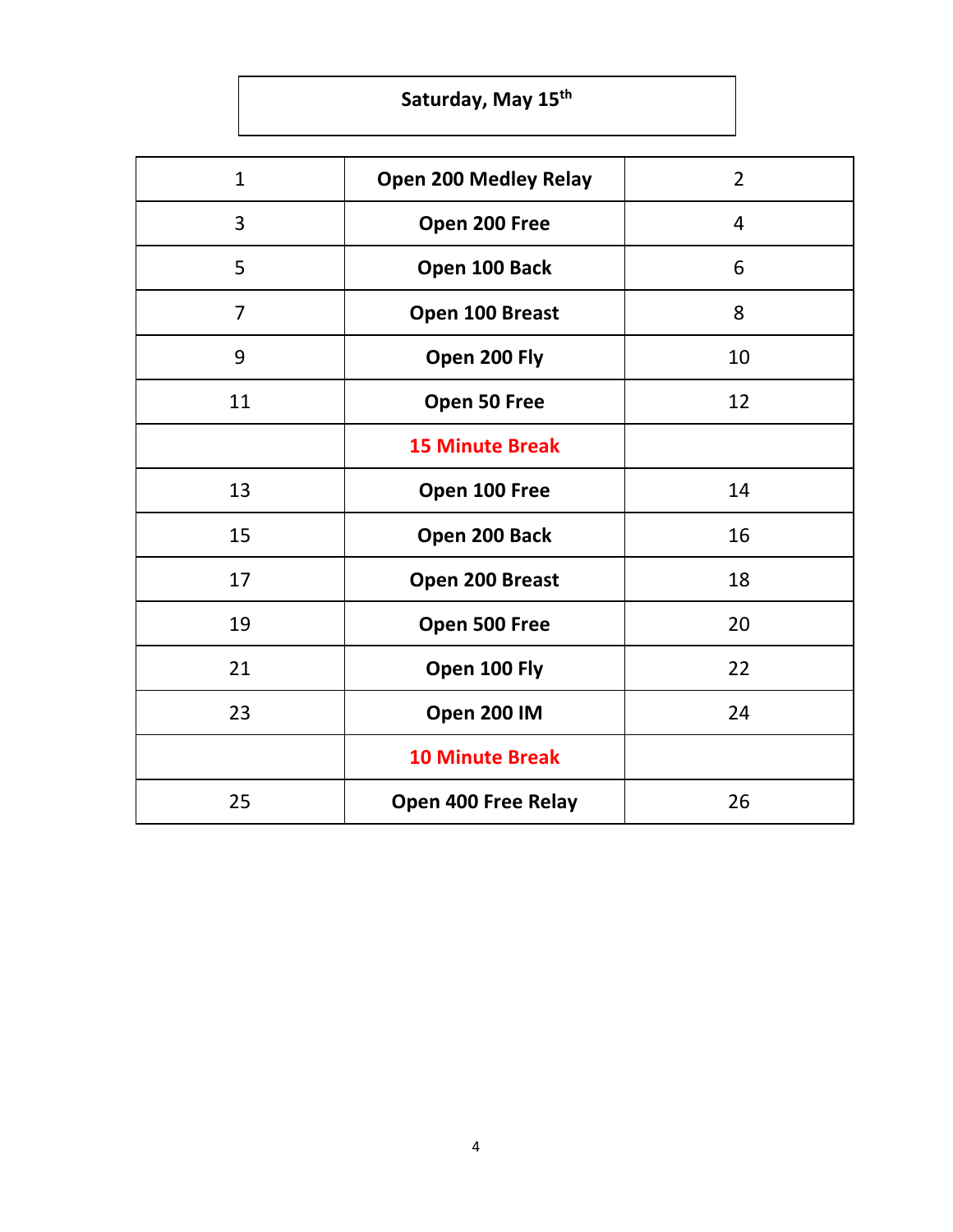**Saturday, May 15th**

| | | |
|---|---|---|
| 1 | **Open 200 Medley Relay** | 2 |
| 3 | **Open 200 Free** | 4 |
| 5 | **Open 100 Back** | 6 |
| 7 | **Open 100 Breast** | 8 |
| 9 | **Open 200 Fly** | 10 |
| 11 | **Open 50 Free** | 12 |
| | **15 Minute Break** | |
| 13 | **Open 100 Free** | 14 |
| 15 | **Open 200 Back** | 16 |
| 17 | **Open 200 Breast** | 18 |
| 19 | **Open 500 Free** | 20 |
| 21 | **Open 100 Fly** | 22 |
| 23 | **Open 200 IM** | 24 |
| | **10 Minute Break** | |
| 25 | **Open 400 Free Relay** | 26 |